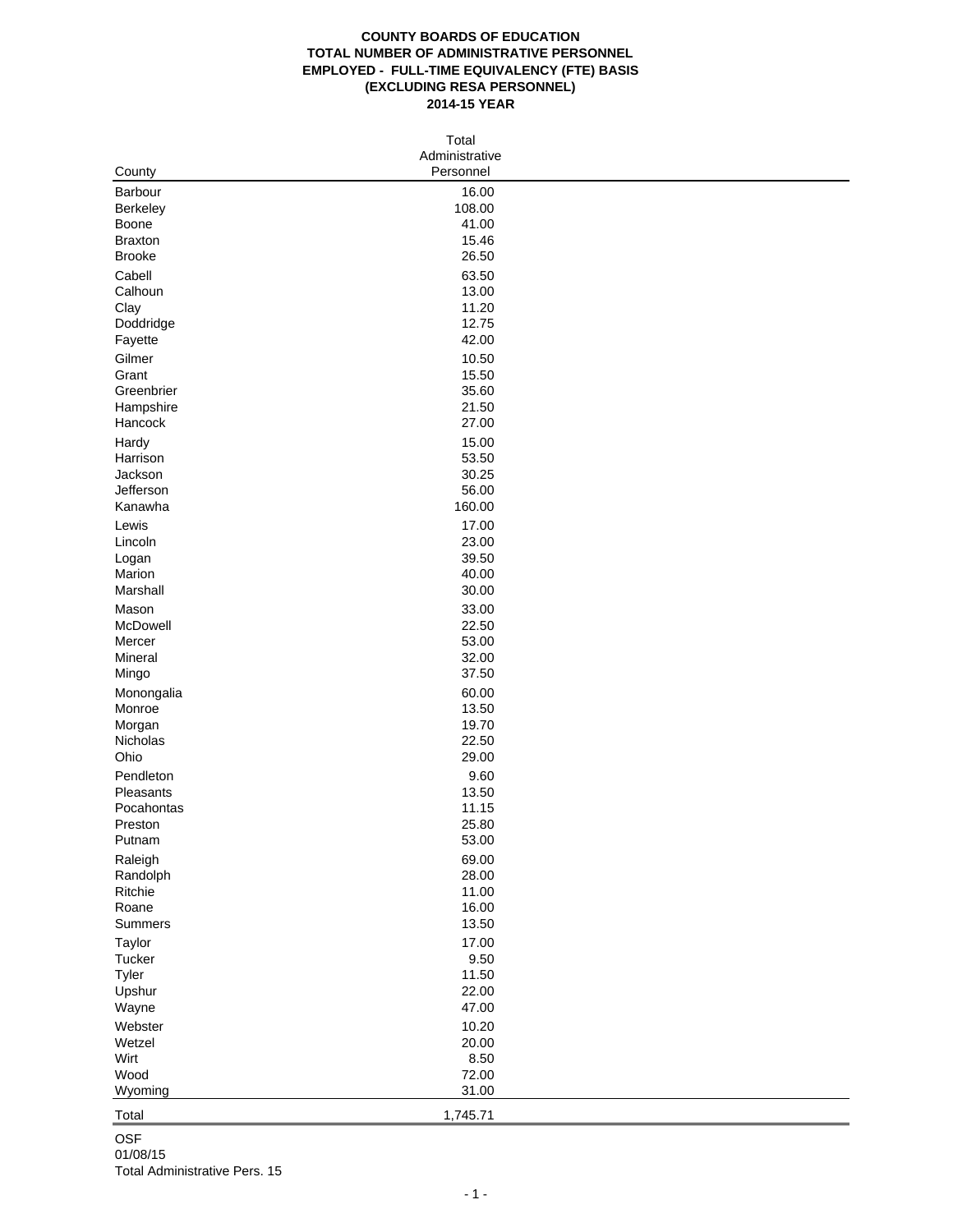**COUNTY BOARDS OF EDUCATION**
**TOTAL NUMBER OF ADMINISTRATIVE PERSONNEL**
**EMPLOYED - FULL-TIME EQUIVALENCY (FTE) BASIS**
**(EXCLUDING RESA PERSONNEL)**
**2014-15 YEAR**

| County | Total Administrative Personnel |
|---|---|
| Barbour | 16.00 |
| Berkeley | 108.00 |
| Boone | 41.00 |
| Braxton | 15.46 |
| Brooke | 26.50 |
| Cabell | 63.50 |
| Calhoun | 13.00 |
| Clay | 11.20 |
| Doddridge | 12.75 |
| Fayette | 42.00 |
| Gilmer | 10.50 |
| Grant | 15.50 |
| Greenbrier | 35.60 |
| Hampshire | 21.50 |
| Hancock | 27.00 |
| Hardy | 15.00 |
| Harrison | 53.50 |
| Jackson | 30.25 |
| Jefferson | 56.00 |
| Kanawha | 160.00 |
| Lewis | 17.00 |
| Lincoln | 23.00 |
| Logan | 39.50 |
| Marion | 40.00 |
| Marshall | 30.00 |
| Mason | 33.00 |
| McDowell | 22.50 |
| Mercer | 53.00 |
| Mineral | 32.00 |
| Mingo | 37.50 |
| Monongalia | 60.00 |
| Monroe | 13.50 |
| Morgan | 19.70 |
| Nicholas | 22.50 |
| Ohio | 29.00 |
| Pendleton | 9.60 |
| Pleasants | 13.50 |
| Pocahontas | 11.15 |
| Preston | 25.80 |
| Putnam | 53.00 |
| Raleigh | 69.00 |
| Randolph | 28.00 |
| Ritchie | 11.00 |
| Roane | 16.00 |
| Summers | 13.50 |
| Taylor | 17.00 |
| Tucker | 9.50 |
| Tyler | 11.50 |
| Upshur | 22.00 |
| Wayne | 47.00 |
| Webster | 10.20 |
| Wetzel | 20.00 |
| Wirt | 8.50 |
| Wood | 72.00 |
| Wyoming | 31.00 |
| Total | 1,745.71 |

OSF
01/08/15
Total Administrative Pers. 15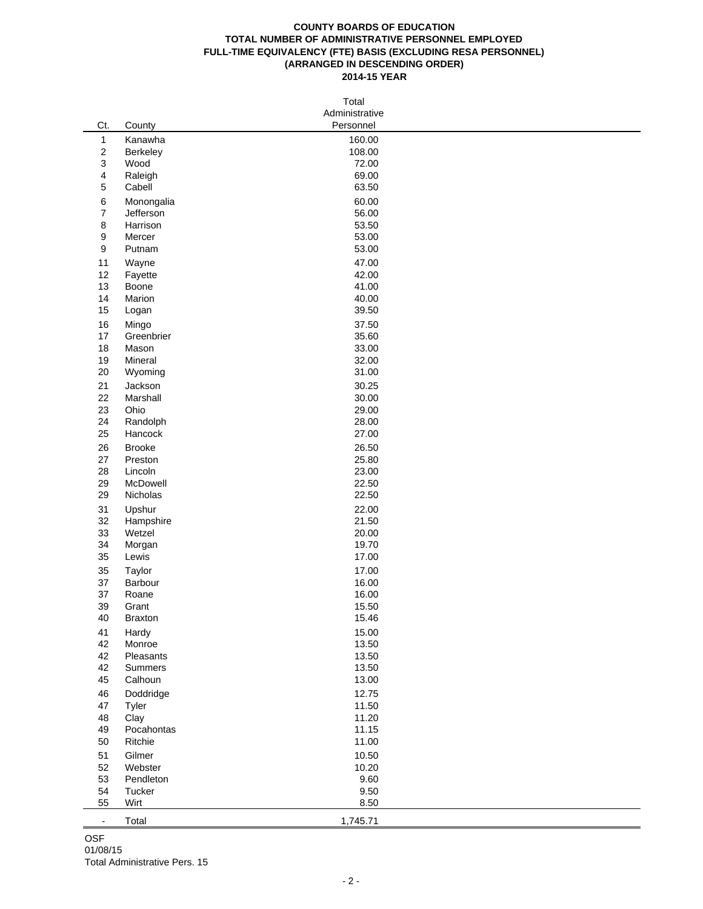**COUNTY BOARDS OF EDUCATION**
**TOTAL NUMBER OF ADMINISTRATIVE PERSONNEL EMPLOYED**
**FULL-TIME EQUIVALENCY (FTE) BASIS (EXCLUDING RESA PERSONNEL)**
**(ARRANGED IN DESCENDING ORDER)**
**2014-15 YEAR**

| Ct. | County | Total Administrative Personnel |
|---|---|---|
| 1 | Kanawha | 160.00 |
| 2 | Berkeley | 108.00 |
| 3 | Wood | 72.00 |
| 4 | Raleigh | 69.00 |
| 5 | Cabell | 63.50 |
| 6 | Monongalia | 60.00 |
| 7 | Jefferson | 56.00 |
| 8 | Harrison | 53.50 |
| 9 | Mercer | 53.00 |
| 9 | Putnam | 53.00 |
| 11 | Wayne | 47.00 |
| 12 | Fayette | 42.00 |
| 13 | Boone | 41.00 |
| 14 | Marion | 40.00 |
| 15 | Logan | 39.50 |
| 16 | Mingo | 37.50 |
| 17 | Greenbrier | 35.60 |
| 18 | Mason | 33.00 |
| 19 | Mineral | 32.00 |
| 20 | Wyoming | 31.00 |
| 21 | Jackson | 30.25 |
| 22 | Marshall | 30.00 |
| 23 | Ohio | 29.00 |
| 24 | Randolph | 28.00 |
| 25 | Hancock | 27.00 |
| 26 | Brooke | 26.50 |
| 27 | Preston | 25.80 |
| 28 | Lincoln | 23.00 |
| 29 | McDowell | 22.50 |
| 29 | Nicholas | 22.50 |
| 31 | Upshur | 22.00 |
| 32 | Hampshire | 21.50 |
| 33 | Wetzel | 20.00 |
| 34 | Morgan | 19.70 |
| 35 | Lewis | 17.00 |
| 35 | Taylor | 17.00 |
| 37 | Barbour | 16.00 |
| 37 | Roane | 16.00 |
| 39 | Grant | 15.50 |
| 40 | Braxton | 15.46 |
| 41 | Hardy | 15.00 |
| 42 | Monroe | 13.50 |
| 42 | Pleasants | 13.50 |
| 42 | Summers | 13.50 |
| 45 | Calhoun | 13.00 |
| 46 | Doddridge | 12.75 |
| 47 | Tyler | 11.50 |
| 48 | Clay | 11.20 |
| 49 | Pocahontas | 11.15 |
| 50 | Ritchie | 11.00 |
| 51 | Gilmer | 10.50 |
| 52 | Webster | 10.20 |
| 53 | Pendleton | 9.60 |
| 54 | Tucker | 9.50 |
| 55 | Wirt | 8.50 |
| - | Total | 1,745.71 |

OSF
01/08/15
Total Administrative Pers. 15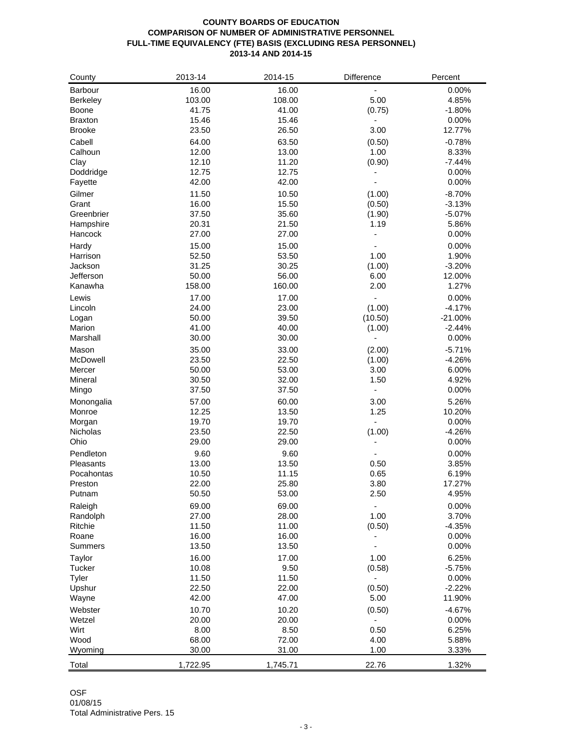**COUNTY BOARDS OF EDUCATION**
**COMPARISON OF NUMBER OF ADMINISTRATIVE PERSONNEL**
**FULL-TIME EQUIVALENCY (FTE) BASIS (EXCLUDING RESA PERSONNEL)**
**2013-14 AND 2014-15**

| County | 2013-14 | 2014-15 | Difference | Percent |
|---|---|---|---|---|
| Barbour | 16.00 | 16.00 | - | 0.00% |
| Berkeley | 103.00 | 108.00 | 5.00 | 4.85% |
| Boone | 41.75 | 41.00 | (0.75) | -1.80% |
| Braxton | 15.46 | 15.46 | - | 0.00% |
| Brooke | 23.50 | 26.50 | 3.00 | 12.77% |
| Cabell | 64.00 | 63.50 | (0.50) | -0.78% |
| Calhoun | 12.00 | 13.00 | 1.00 | 8.33% |
| Clay | 12.10 | 11.20 | (0.90) | -7.44% |
| Doddridge | 12.75 | 12.75 | - | 0.00% |
| Fayette | 42.00 | 42.00 | - | 0.00% |
| Gilmer | 11.50 | 10.50 | (1.00) | -8.70% |
| Grant | 16.00 | 15.50 | (0.50) | -3.13% |
| Greenbrier | 37.50 | 35.60 | (1.90) | -5.07% |
| Hampshire | 20.31 | 21.50 | 1.19 | 5.86% |
| Hancock | 27.00 | 27.00 | - | 0.00% |
| Hardy | 15.00 | 15.00 | - | 0.00% |
| Harrison | 52.50 | 53.50 | 1.00 | 1.90% |
| Jackson | 31.25 | 30.25 | (1.00) | -3.20% |
| Jefferson | 50.00 | 56.00 | 6.00 | 12.00% |
| Kanawha | 158.00 | 160.00 | 2.00 | 1.27% |
| Lewis | 17.00 | 17.00 | - | 0.00% |
| Lincoln | 24.00 | 23.00 | (1.00) | -4.17% |
| Logan | 50.00 | 39.50 | (10.50) | -21.00% |
| Marion | 41.00 | 40.00 | (1.00) | -2.44% |
| Marshall | 30.00 | 30.00 | - | 0.00% |
| Mason | 35.00 | 33.00 | (2.00) | -5.71% |
| McDowell | 23.50 | 22.50 | (1.00) | -4.26% |
| Mercer | 50.00 | 53.00 | 3.00 | 6.00% |
| Mineral | 30.50 | 32.00 | 1.50 | 4.92% |
| Mingo | 37.50 | 37.50 | - | 0.00% |
| Monongalia | 57.00 | 60.00 | 3.00 | 5.26% |
| Monroe | 12.25 | 13.50 | 1.25 | 10.20% |
| Morgan | 19.70 | 19.70 | - | 0.00% |
| Nicholas | 23.50 | 22.50 | (1.00) | -4.26% |
| Ohio | 29.00 | 29.00 | - | 0.00% |
| Pendleton | 9.60 | 9.60 | - | 0.00% |
| Pleasants | 13.00 | 13.50 | 0.50 | 3.85% |
| Pocahontas | 10.50 | 11.15 | 0.65 | 6.19% |
| Preston | 22.00 | 25.80 | 3.80 | 17.27% |
| Putnam | 50.50 | 53.00 | 2.50 | 4.95% |
| Raleigh | 69.00 | 69.00 | - | 0.00% |
| Randolph | 27.00 | 28.00 | 1.00 | 3.70% |
| Ritchie | 11.50 | 11.00 | (0.50) | -4.35% |
| Roane | 16.00 | 16.00 | - | 0.00% |
| Summers | 13.50 | 13.50 | - | 0.00% |
| Taylor | 16.00 | 17.00 | 1.00 | 6.25% |
| Tucker | 10.08 | 9.50 | (0.58) | -5.75% |
| Tyler | 11.50 | 11.50 | - | 0.00% |
| Upshur | 22.50 | 22.00 | (0.50) | -2.22% |
| Wayne | 42.00 | 47.00 | 5.00 | 11.90% |
| Webster | 10.70 | 10.20 | (0.50) | -4.67% |
| Wetzel | 20.00 | 20.00 | - | 0.00% |
| Wirt | 8.00 | 8.50 | 0.50 | 6.25% |
| Wood | 68.00 | 72.00 | 4.00 | 5.88% |
| Wyoming | 30.00 | 31.00 | 1.00 | 3.33% |
| Total | 1,722.95 | 1,745.71 | 22.76 | 1.32% |

OSF
01/08/15
Total Administrative Pers. 15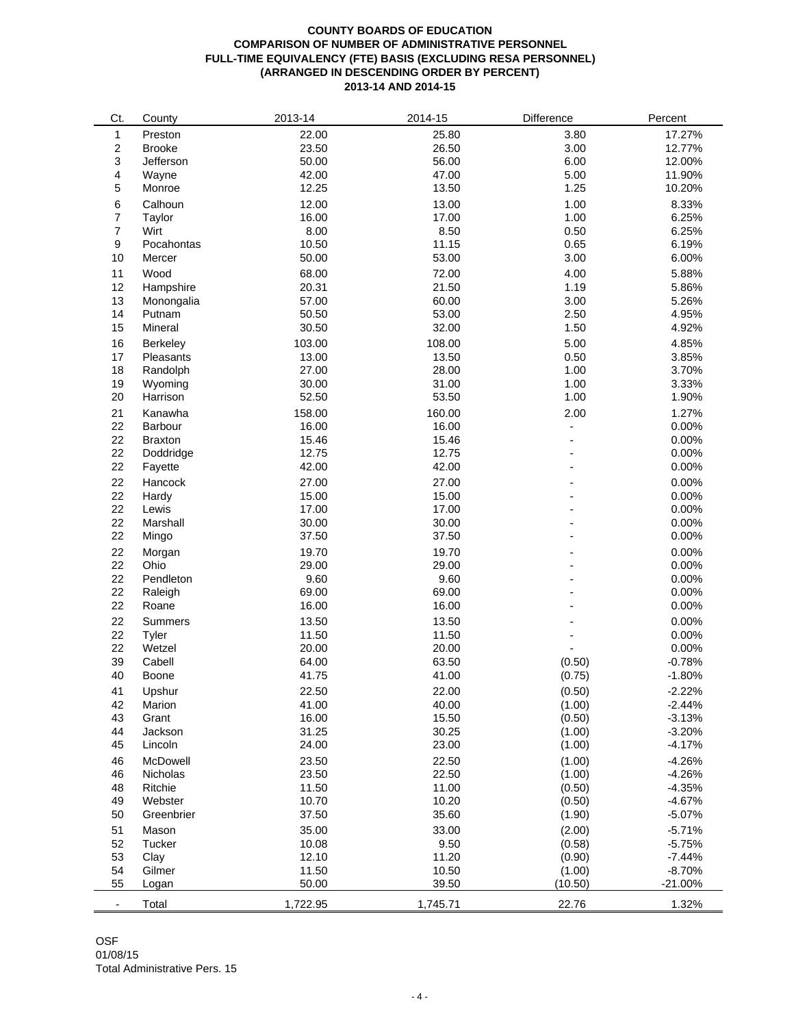**COUNTY BOARDS OF EDUCATION**
**COMPARISON OF NUMBER OF ADMINISTRATIVE PERSONNEL**
**FULL-TIME EQUIVALENCY (FTE) BASIS (EXCLUDING RESA PERSONNEL)**
**(ARRANGED IN DESCENDING ORDER BY PERCENT)**
**2013-14 AND 2014-15**

| Ct. | County | 2013-14 | 2014-15 | Difference | Percent |
|---|---|---|---|---|---|
| 1 | Preston | 22.00 | 25.80 | 3.80 | 17.27% |
| 2 | Brooke | 23.50 | 26.50 | 3.00 | 12.77% |
| 3 | Jefferson | 50.00 | 56.00 | 6.00 | 12.00% |
| 4 | Wayne | 42.00 | 47.00 | 5.00 | 11.90% |
| 5 | Monroe | 12.25 | 13.50 | 1.25 | 10.20% |
| 6 | Calhoun | 12.00 | 13.00 | 1.00 | 8.33% |
| 7 | Taylor | 16.00 | 17.00 | 1.00 | 6.25% |
| 7 | Wirt | 8.00 | 8.50 | 0.50 | 6.25% |
| 9 | Pocahontas | 10.50 | 11.15 | 0.65 | 6.19% |
| 10 | Mercer | 50.00 | 53.00 | 3.00 | 6.00% |
| 11 | Wood | 68.00 | 72.00 | 4.00 | 5.88% |
| 12 | Hampshire | 20.31 | 21.50 | 1.19 | 5.86% |
| 13 | Monongalia | 57.00 | 60.00 | 3.00 | 5.26% |
| 14 | Putnam | 50.50 | 53.00 | 2.50 | 4.95% |
| 15 | Mineral | 30.50 | 32.00 | 1.50 | 4.92% |
| 16 | Berkeley | 103.00 | 108.00 | 5.00 | 4.85% |
| 17 | Pleasants | 13.00 | 13.50 | 0.50 | 3.85% |
| 18 | Randolph | 27.00 | 28.00 | 1.00 | 3.70% |
| 19 | Wyoming | 30.00 | 31.00 | 1.00 | 3.33% |
| 20 | Harrison | 52.50 | 53.50 | 1.00 | 1.90% |
| 21 | Kanawha | 158.00 | 160.00 | 2.00 | 1.27% |
| 22 | Barbour | 16.00 | 16.00 | - | 0.00% |
| 22 | Braxton | 15.46 | 15.46 | - | 0.00% |
| 22 | Doddridge | 12.75 | 12.75 | - | 0.00% |
| 22 | Fayette | 42.00 | 42.00 | - | 0.00% |
| 22 | Hancock | 27.00 | 27.00 | - | 0.00% |
| 22 | Hardy | 15.00 | 15.00 | - | 0.00% |
| 22 | Lewis | 17.00 | 17.00 | - | 0.00% |
| 22 | Marshall | 30.00 | 30.00 | - | 0.00% |
| 22 | Mingo | 37.50 | 37.50 | - | 0.00% |
| 22 | Morgan | 19.70 | 19.70 | - | 0.00% |
| 22 | Ohio | 29.00 | 29.00 | - | 0.00% |
| 22 | Pendleton | 9.60 | 9.60 | - | 0.00% |
| 22 | Raleigh | 69.00 | 69.00 | - | 0.00% |
| 22 | Roane | 16.00 | 16.00 | - | 0.00% |
| 22 | Summers | 13.50 | 13.50 | - | 0.00% |
| 22 | Tyler | 11.50 | 11.50 | - | 0.00% |
| 22 | Wetzel | 20.00 | 20.00 | - | 0.00% |
| 39 | Cabell | 64.00 | 63.50 | (0.50) | -0.78% |
| 40 | Boone | 41.75 | 41.00 | (0.75) | -1.80% |
| 41 | Upshur | 22.50 | 22.00 | (0.50) | -2.22% |
| 42 | Marion | 41.00 | 40.00 | (1.00) | -2.44% |
| 43 | Grant | 16.00 | 15.50 | (0.50) | -3.13% |
| 44 | Jackson | 31.25 | 30.25 | (1.00) | -3.20% |
| 45 | Lincoln | 24.00 | 23.00 | (1.00) | -4.17% |
| 46 | McDowell | 23.50 | 22.50 | (1.00) | -4.26% |
| 46 | Nicholas | 23.50 | 22.50 | (1.00) | -4.26% |
| 48 | Ritchie | 11.50 | 11.00 | (0.50) | -4.35% |
| 49 | Webster | 10.70 | 10.20 | (0.50) | -4.67% |
| 50 | Greenbrier | 37.50 | 35.60 | (1.90) | -5.07% |
| 51 | Mason | 35.00 | 33.00 | (2.00) | -5.71% |
| 52 | Tucker | 10.08 | 9.50 | (0.58) | -5.75% |
| 53 | Clay | 12.10 | 11.20 | (0.90) | -7.44% |
| 54 | Gilmer | 11.50 | 10.50 | (1.00) | -8.70% |
| 55 | Logan | 50.00 | 39.50 | (10.50) | -21.00% |
| - | Total | 1,722.95 | 1,745.71 | 22.76 | 1.32% |

OSF
01/08/15
Total Administrative Pers. 15